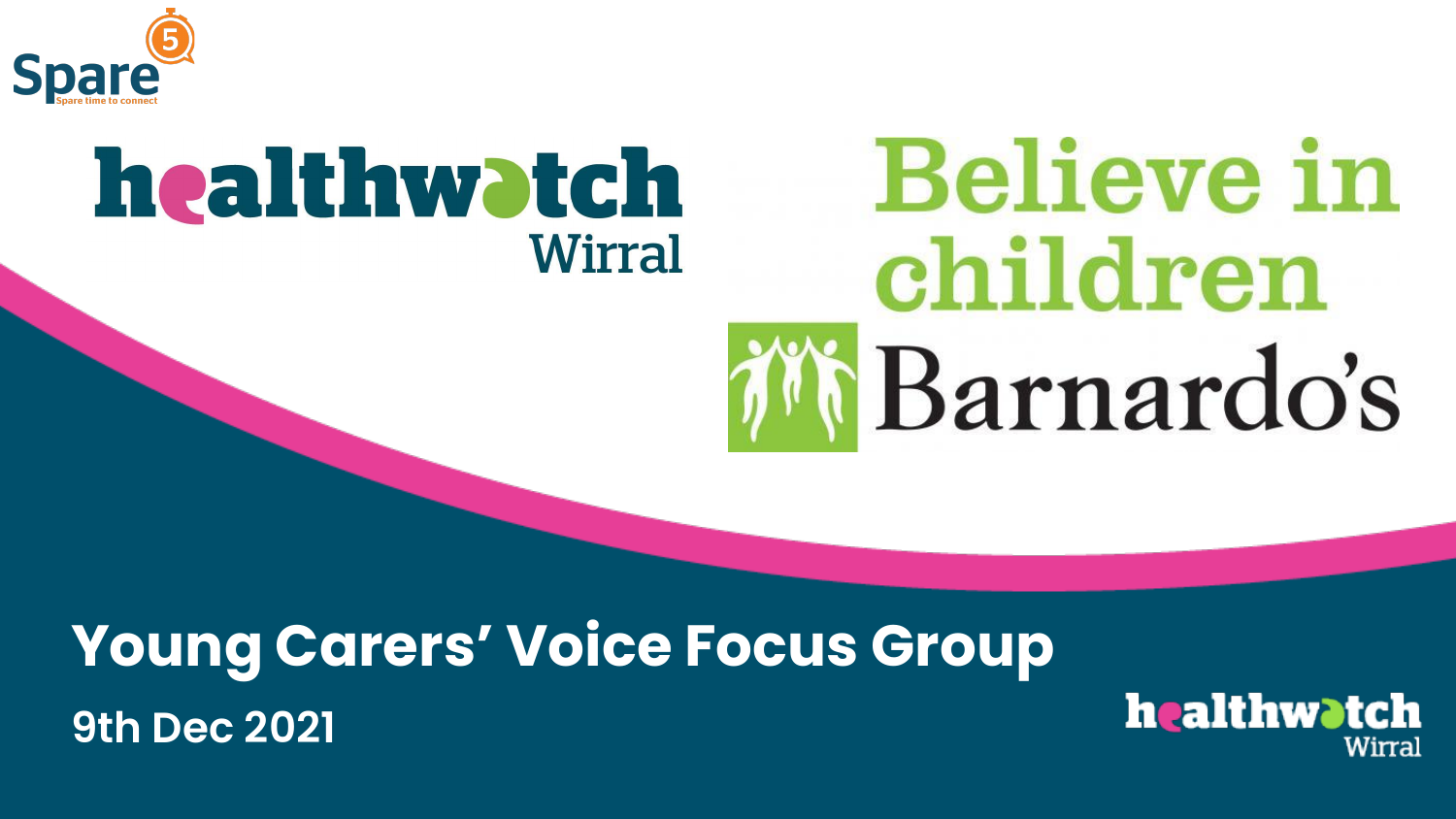# Young Carers' Voice Focus Group

9th Dec 2021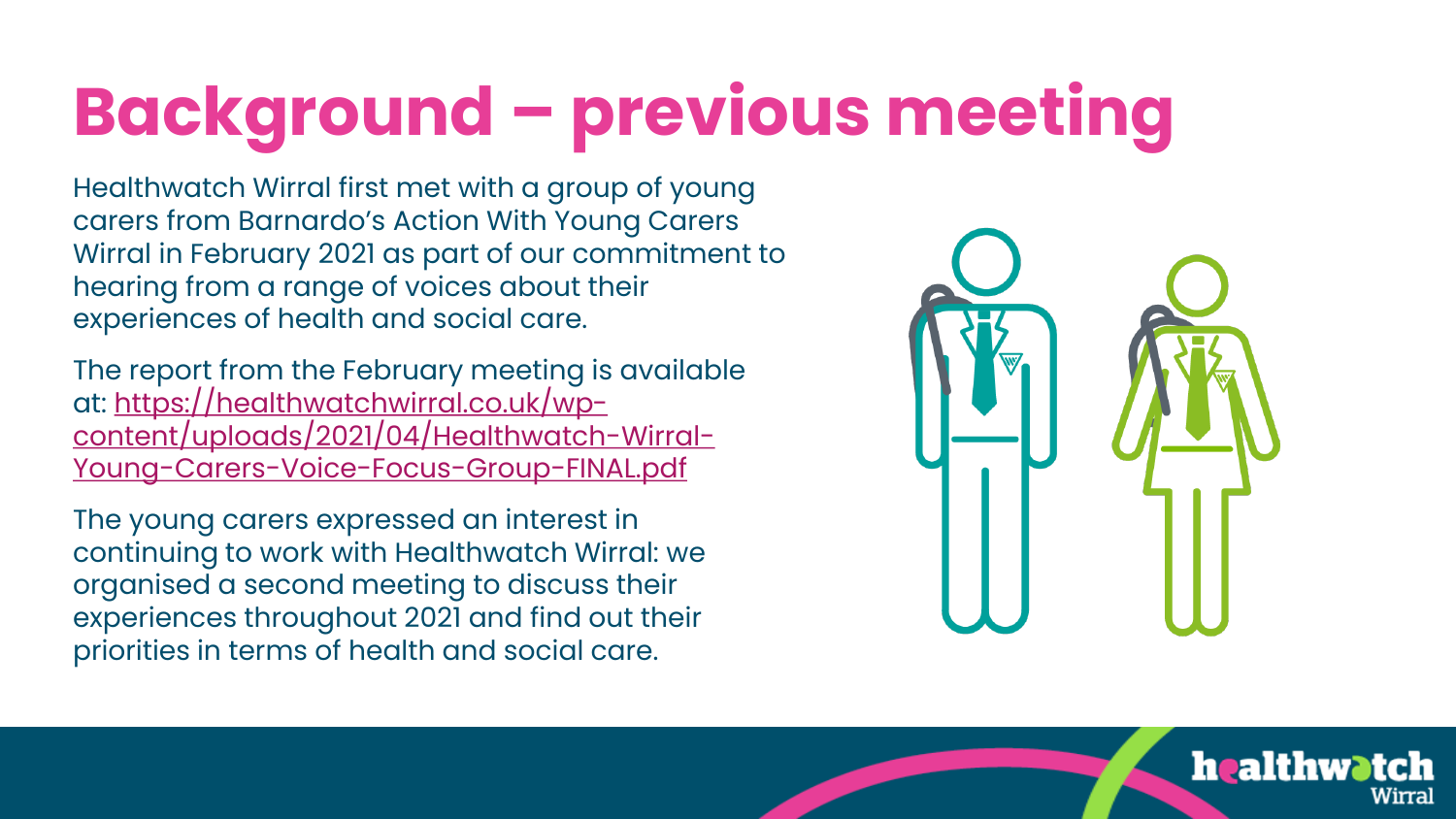# Background – previous meeting

Healthwatch Wirral first met with a group of young carers from Barnardo's Action With Young Carers Wirral in February 2021 as part of our commitment to hearing from a range of voices about their experiences of health and social care.

The report from the February meeting is available at: https://healthwatchwirral.co.uk/wp-content/uploads/2021/04/Healthwatch-Wirral-Young-Carers-Voice-Focus-Group-FINAL.pdf

The young carers expressed an interest in continuing to work with Healthwatch Wirral: we organised a second meeting to discuss their experiences throughout 2021 and find out their priorities in terms of health and social care.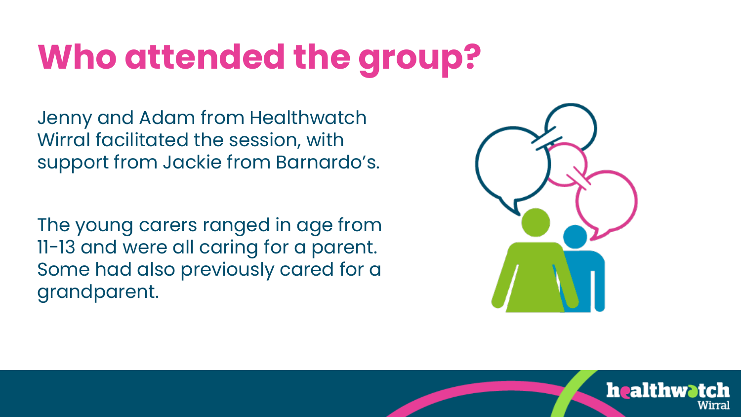# Who attended the group?

Jenny and Adam from Healthwatch Wirral facilitated the session, with support from Jackie from Barnardo's.

The young carers ranged in age from 11-13 and were all caring for a parent. Some had also previously cared for a grandparent.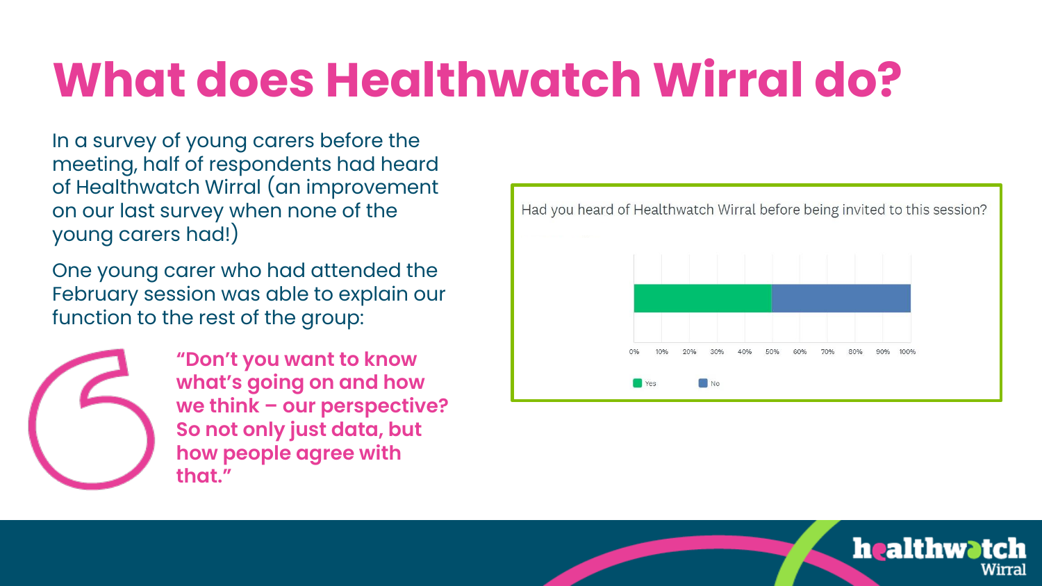# What does Healthwatch Wirral do?

In a survey of young carers before the meeting, half of respondents had heard of Healthwatch Wirral (an improvement on our last survey when none of the young carers had!)

One young carer who had attended the February session was able to explain our function to the rest of the group:

> **"Don't you want to know what's going on and how we think – our perspective? So not only just data, but how people agree with that."**

Had you heard of Healthwatch Wirral before being invited to this session?

| Response | Percentage |
|---|---|
| Yes | 50% |
| No | 50% |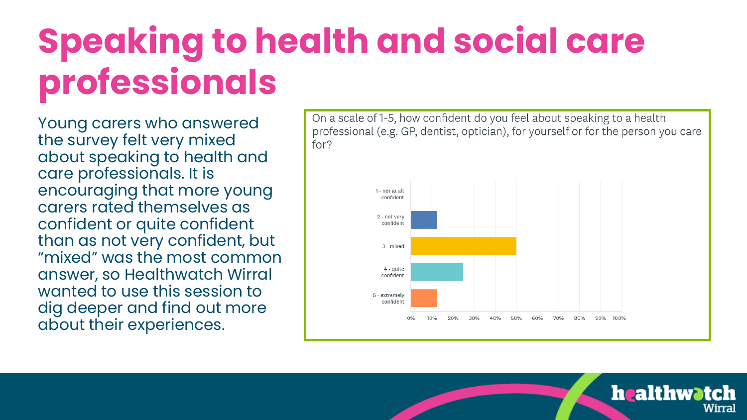# Speaking to health and social care professionals

Young carers who answered the survey felt very mixed about speaking to health and care professionals. It is encouraging that more young carers rated themselves as confident or quite confident than as not very confident, but "mixed" was the most common answer, so Healthwatch Wirral wanted to use this session to dig deeper and find out more about their experiences.

On a scale of 1-5, how confident do you feel about speaking to a health professional (e.g. GP, dentist, optician), for yourself or for the person you care for?

| Response | Percentage (approx.) |
|---|---|
| 1 - not at all confident | 0% |
| 2 - not very confident | 12.5% |
| 3 - mixed | 50% |
| 4 - quite confident | 25% |
| 5 - extremely confident | 12.5% |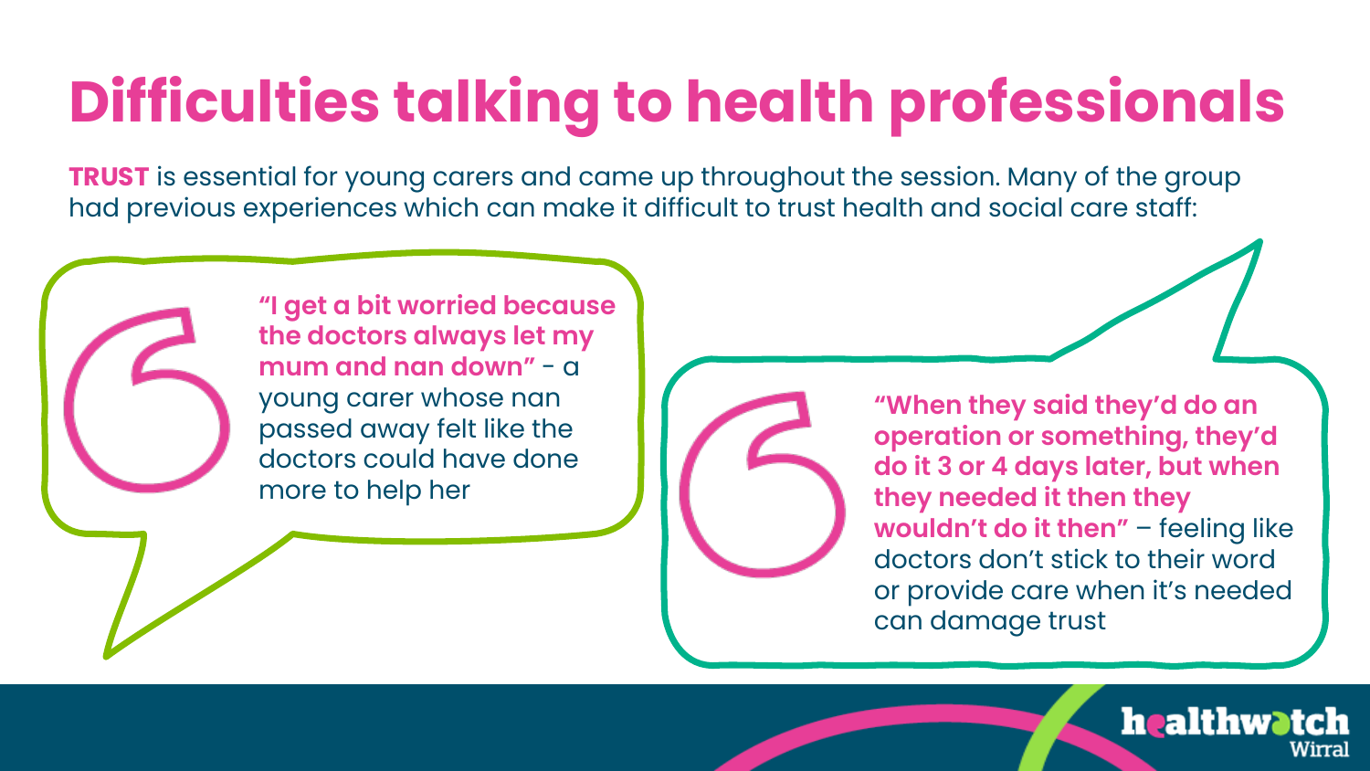# Difficulties talking to health professionals

**TRUST** is essential for young carers and came up throughout the session. Many of the group had previous experiences which can make it difficult to trust health and social care staff:

**"I get a bit worried because the doctors always let my mum and nan down"** - a young carer whose nan passed away felt like the doctors could have done more to help her

**"When they said they'd do an operation or something, they'd do it 3 or 4 days later, but when they needed it then they wouldn't do it then"** – feeling like doctors don't stick to their word or provide care when it's needed can damage trust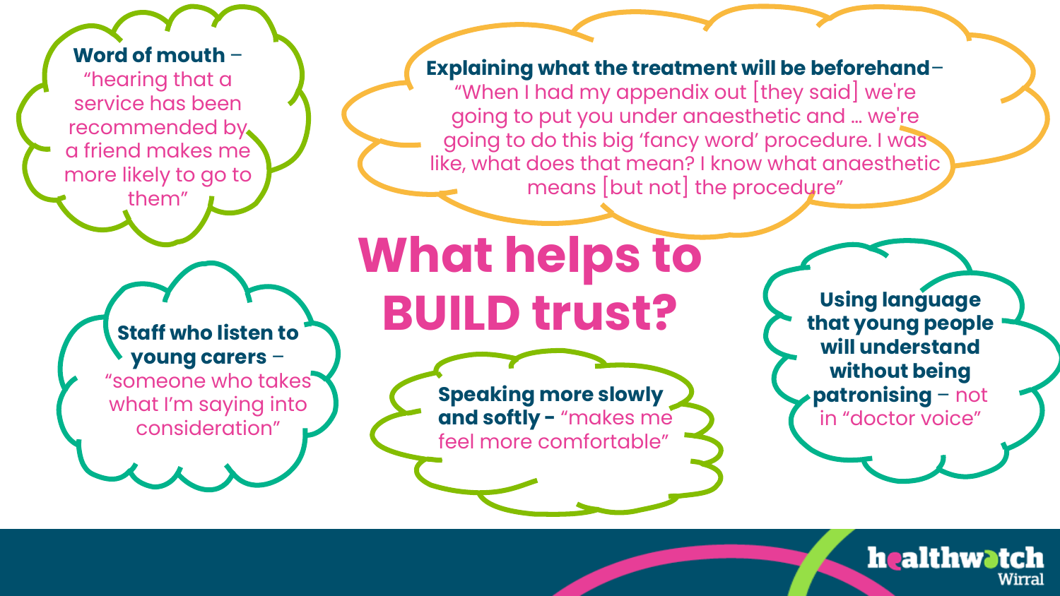# What helps to BUILD trust?

**Word of mouth** – "hearing that a service has been recommended by a friend makes me more likely to go to them"

**Explaining what the treatment will be beforehand** – "When I had my appendix out [they said] we're going to put you under anaesthetic and … we're going to do this big 'fancy word' procedure. I was like, what does that mean? I know what anaesthetic means [but not] the procedure"

**Staff who listen to young carers** – "someone who takes what I'm saying into consideration"

**Speaking more slowly and softly -** "makes me feel more comfortable"

**Using language that young people will understand without being patronising** – not in "doctor voice"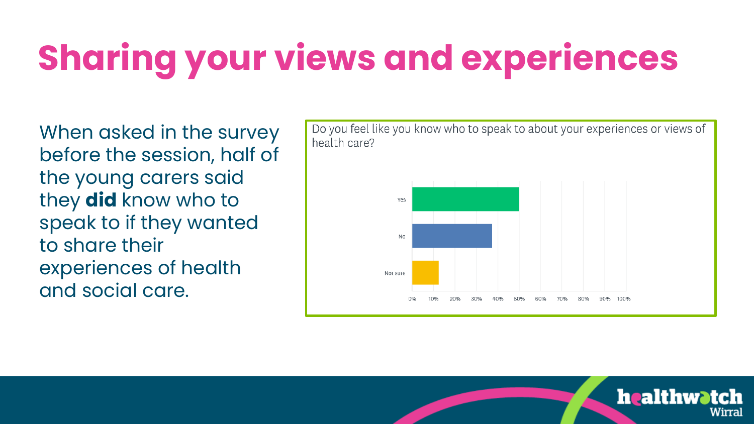# Sharing your views and experiences

When asked in the survey before the session, half of the young carers said they **did** know who to speak to if they wanted to share their experiences of health and social care.

Do you feel like you know who to speak to about your experiences or views of health care?

Yes

No

Not sure

0% 10% 20% 30% 40% 50% 60% 70% 80% 90% 100%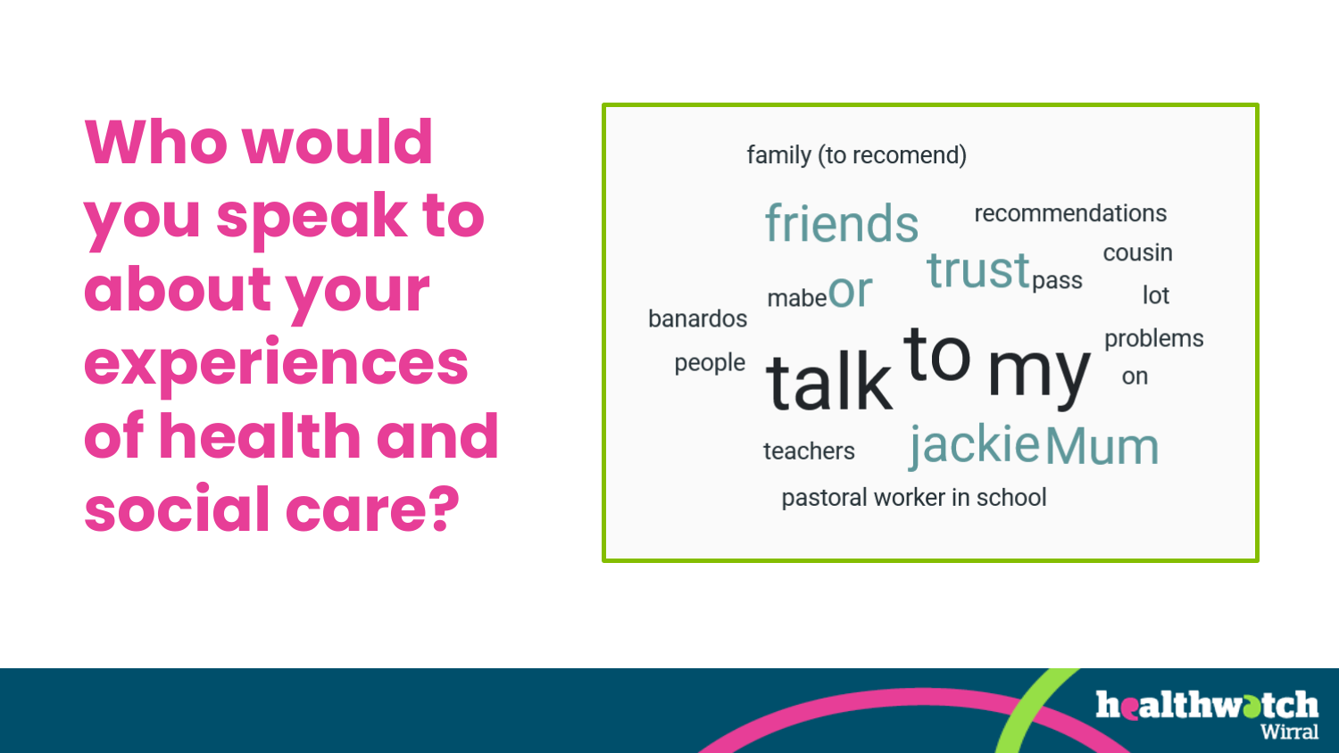# Who would you speak to about your experiences of health and social care?

family (to recomend)

friends

recommendations

cousin

trust

pass

mabe

or

lot

banardos

problems

people

talk

to

my

on

teachers

jackie

Mum

pastoral worker in school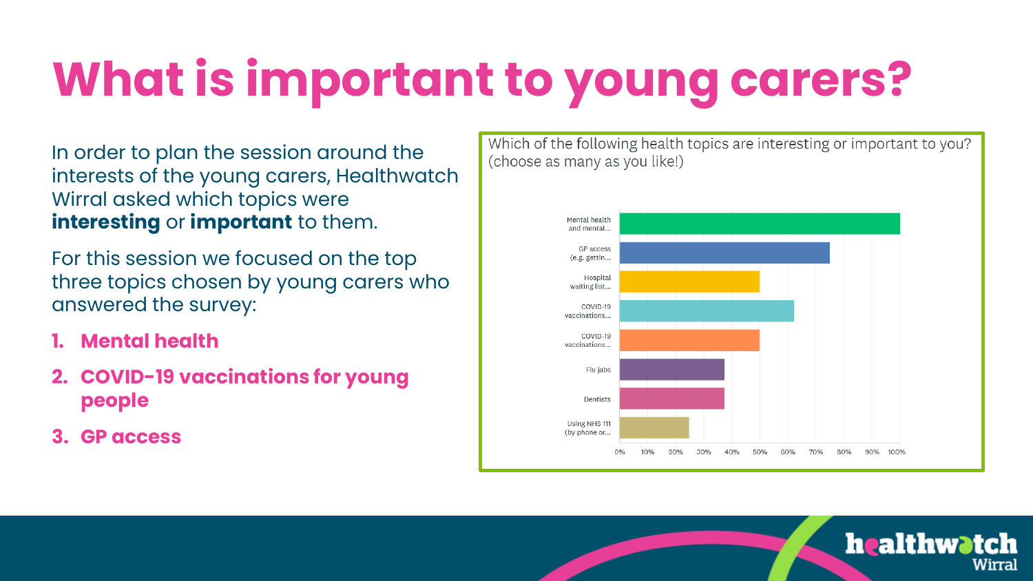# What is important to young carers?

In order to plan the session around the interests of the young carers, Healthwatch Wirral asked which topics were **interesting** or **important** to them.

For this session we focused on the top three topics chosen by young carers who answered the survey:

1. **Mental health**
2. **COVID-19 vaccinations for young people**
3. **GP access**

Which of the following health topics are interesting or important to you? (choose as many as you like!)

| Topic | Approximate % |
| --- | --- |
| Mental health and mental... | 100% |
| GP access (e.g. gettin... | 75% |
| Hospital waiting list... | 50% |
| COVID-19 vaccinations... | 62% |
| COVID-19 vaccinations... | 50% |
| Flu jabs | 37% |
| Dentists | 37% |
| Using NHS 111 (by phone or... | 25% |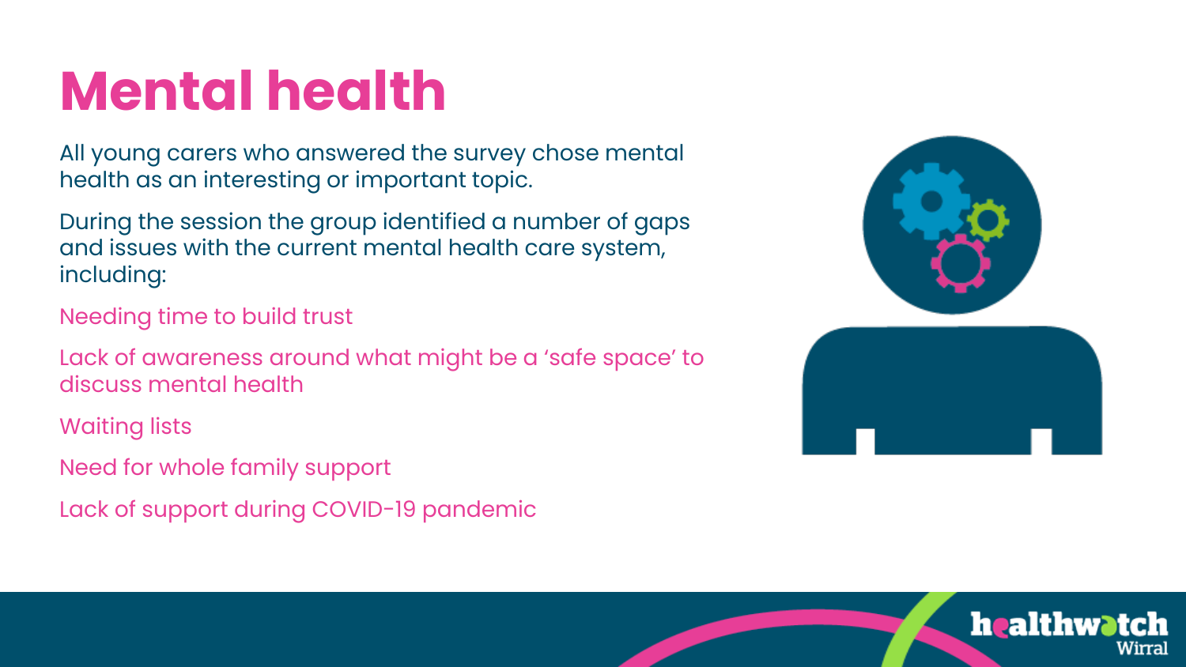# Mental health

All young carers who answered the survey chose mental health as an interesting or important topic.

During the session the group identified a number of gaps and issues with the current mental health care system, including:

- Needing time to build trust
- Lack of awareness around what might be a 'safe space' to discuss mental health
- Waiting lists
- Need for whole family support
- Lack of support during COVID-19 pandemic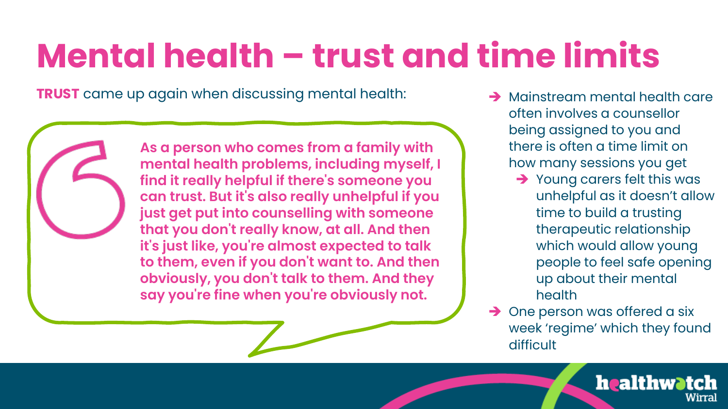# Mental health – trust and time limits

**TRUST** came up again when discussing mental health:

> **As a person who comes from a family with mental health problems, including myself, I find it really helpful if there's someone you can trust. But it's also really unhelpful if you just get put into counselling with someone that you don't really know, at all. And then it's just like, you're almost expected to talk to them, even if you don't want to. And then obviously, you don't talk to them. And they say you're fine when you're obviously not.**

- Mainstream mental health care often involves a counsellor being assigned to you and there is often a time limit on how many sessions you get
  - Young carers felt this was unhelpful as it doesn't allow time to build a trusting therapeutic relationship which would allow young people to feel safe opening up about their mental health
- One person was offered a six week 'regime' which they found difficult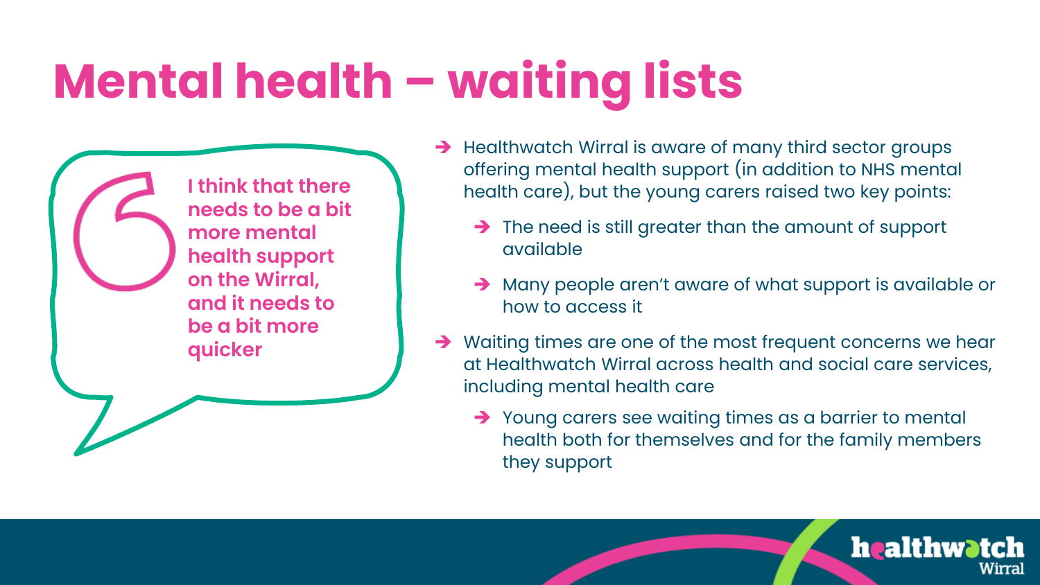# Mental health – waiting lists

> I think that there needs to be a bit more mental health support on the Wirral, and it needs to be a bit more quicker

- Healthwatch Wirral is aware of many third sector groups offering mental health support (in addition to NHS mental health care), but the young carers raised two key points:
  - The need is still greater than the amount of support available
  - Many people aren't aware of what support is available or how to access it
- Waiting times are one of the most frequent concerns we hear at Healthwatch Wirral across health and social care services, including mental health care
  - Young carers see waiting times as a barrier to mental health both for themselves and for the family members they support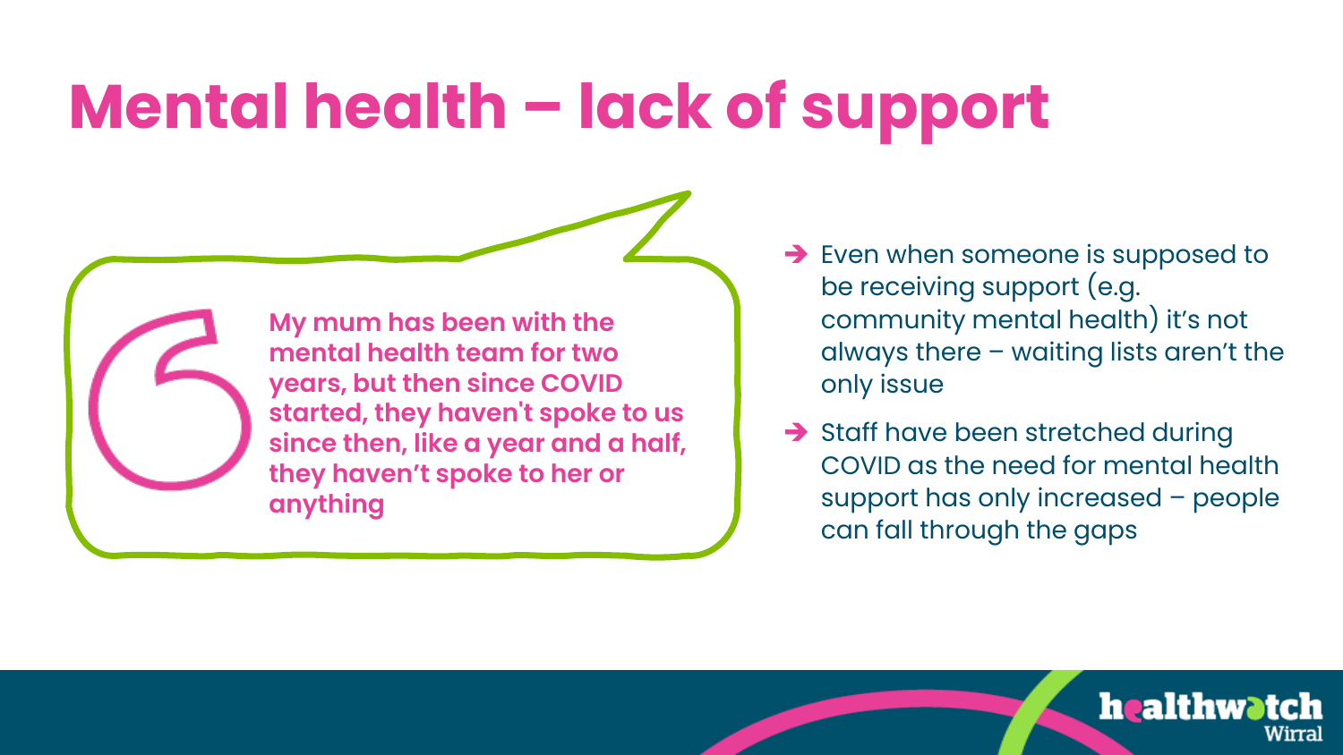# Mental health – lack of support

> **My mum has been with the mental health team for two years, but then since COVID started, they haven't spoke to us since then, like a year and a half, they haven't spoke to her or anything**

- Even when someone is supposed to be receiving support (e.g. community mental health) it's not always there – waiting lists aren't the only issue
- Staff have been stretched during COVID as the need for mental health support has only increased – people can fall through the gaps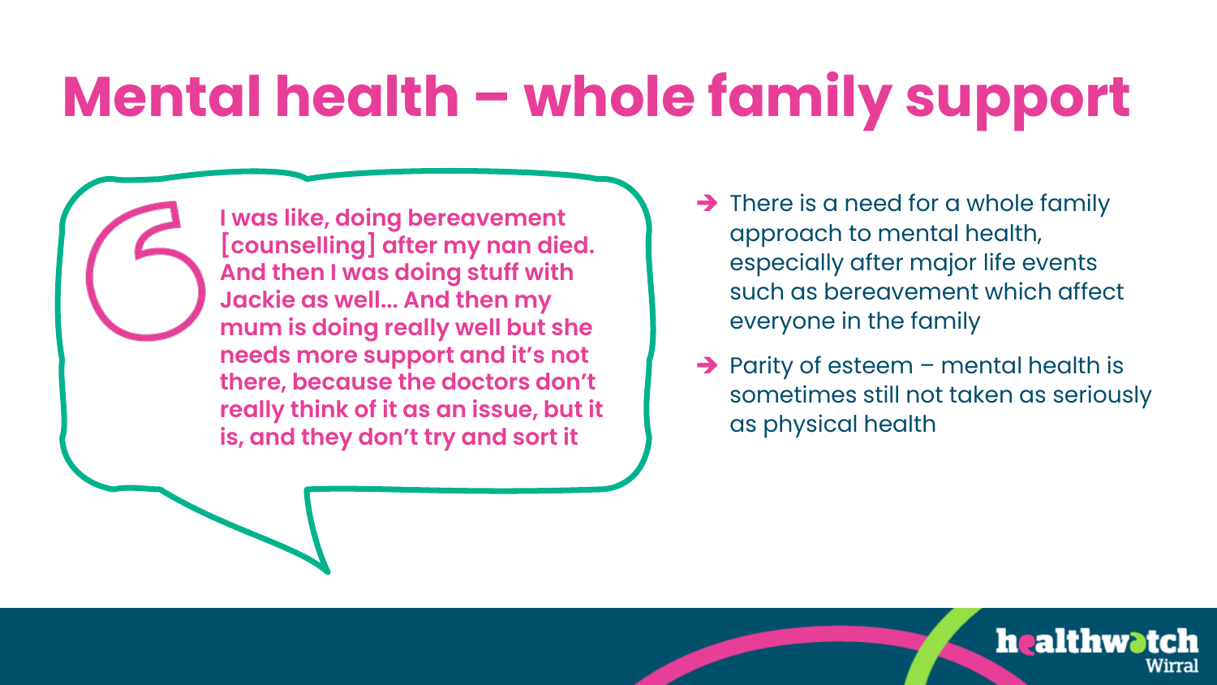# Mental health – whole family support

> I was like, doing bereavement [counselling] after my nan died. And then I was doing stuff with Jackie as well… And then my mum is doing really well but she needs more support and it's not there, because the doctors don't really think of it as an issue, but it is, and they don't try and sort it

- There is a need for a whole family approach to mental health, especially after major life events such as bereavement which affect everyone in the family
- Parity of esteem – mental health is sometimes still not taken as seriously as physical health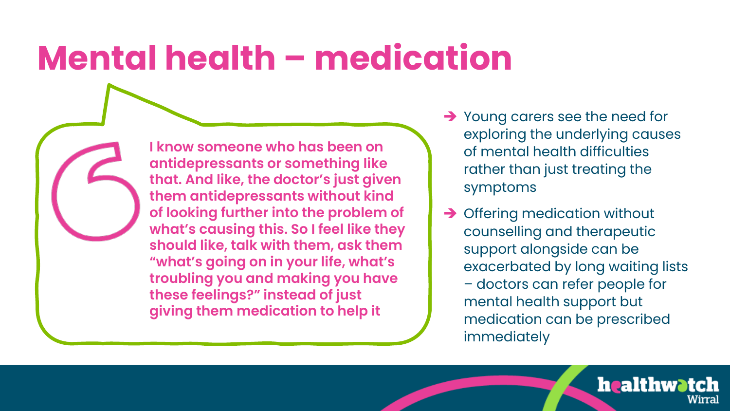# Mental health – medication

> I know someone who has been on antidepressants or something like that. And like, the doctor's just given them antidepressants without kind of looking further into the problem of what's causing this. So I feel like they should like, talk with them, ask them "what's going on in your life, what's troubling you and making you have these feelings?" instead of just giving them medication to help it

- Young carers see the need for exploring the underlying causes of mental health difficulties rather than just treating the symptoms
- Offering medication without counselling and therapeutic support alongside can be exacerbated by long waiting lists – doctors can refer people for mental health support but medication can be prescribed immediately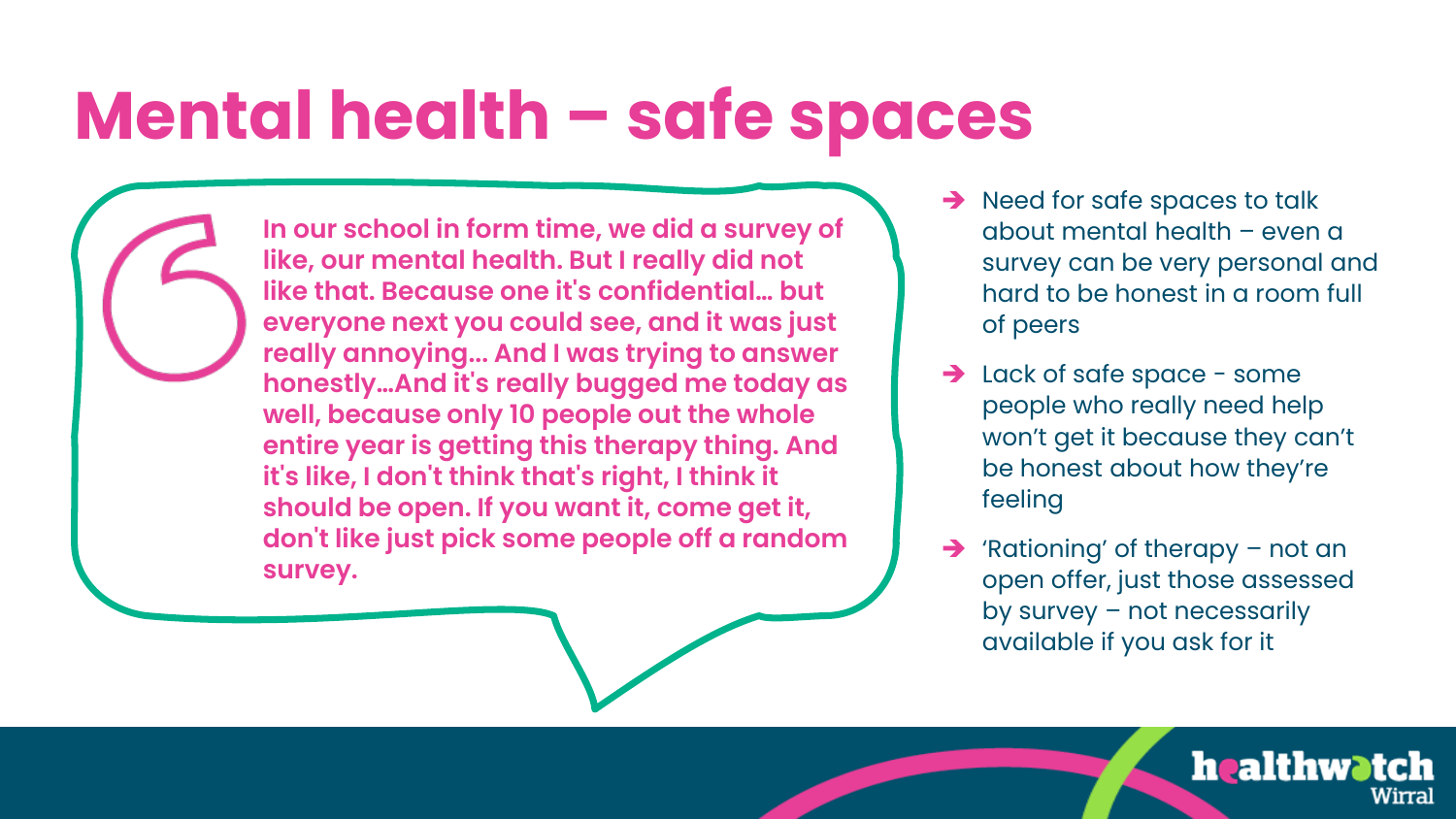# Mental health – safe spaces

> In our school in form time, we did a survey of like, our mental health. But I really did not like that. Because one it's confidential… but everyone next you could see, and it was just really annoying… And I was trying to answer honestly…And it's really bugged me today as well, because only 10 people out the whole entire year is getting this therapy thing. And it's like, I don't think that's right, I think it should be open. If you want it, come get it, don't like just pick some people off a random survey.

- Need for safe spaces to talk about mental health – even a survey can be very personal and hard to be honest in a room full of peers
- Lack of safe space - some people who really need help won't get it because they can't be honest about how they're feeling
- 'Rationing' of therapy – not an open offer, just those assessed by survey – not necessarily available if you ask for it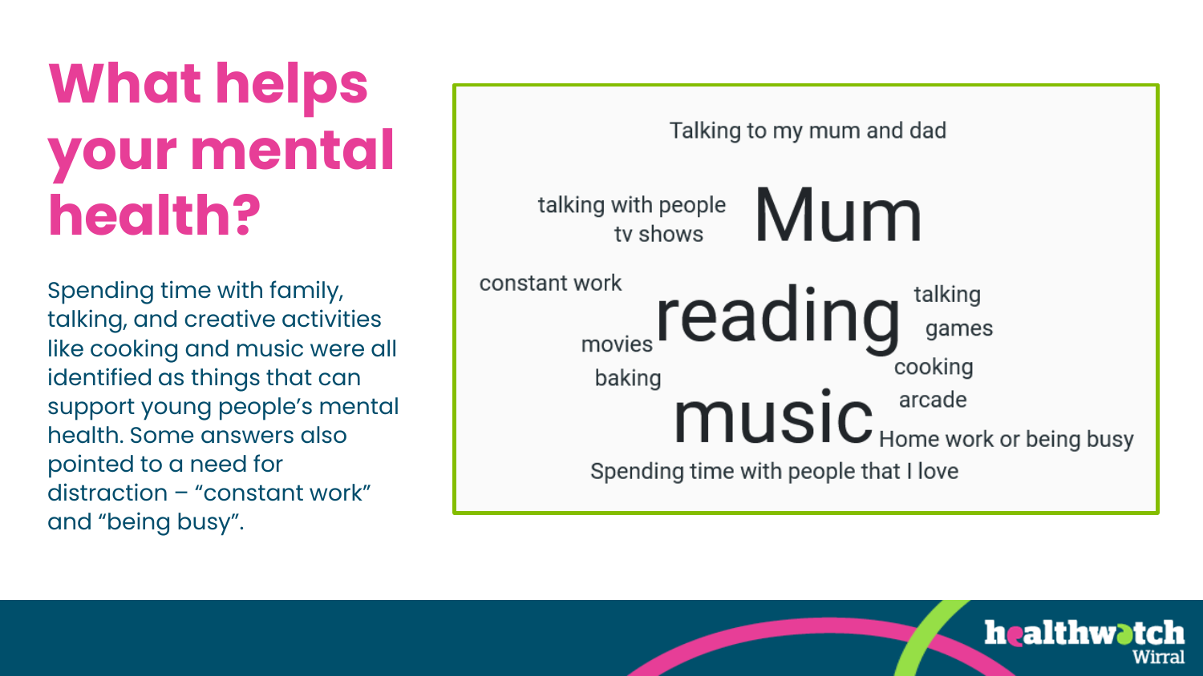# What helps your mental health?

Spending time with family, talking, and creative activities like cooking and music were all identified as things that can support young people's mental health. Some answers also pointed to a need for distraction – "constant work" and "being busy".

Talking to my mum and dad

talking with people

tv shows

Mum

constant work

reading

talking

games

movies

baking

cooking

arcade

music

Home work or being busy

Spending time with people that I love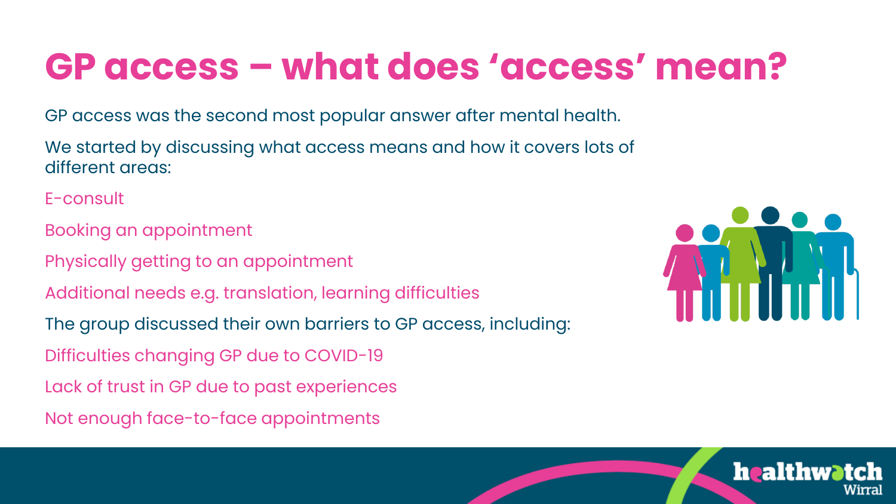# GP access – what does 'access' mean?

GP access was the second most popular answer after mental health.

We started by discussing what access means and how it covers lots of different areas:

- E-consult
- Booking an appointment
- Physically getting to an appointment
- Additional needs e.g. translation, learning difficulties

The group discussed their own barriers to GP access, including:

- Difficulties changing GP due to COVID-19
- Lack of trust in GP due to past experiences
- Not enough face-to-face appointments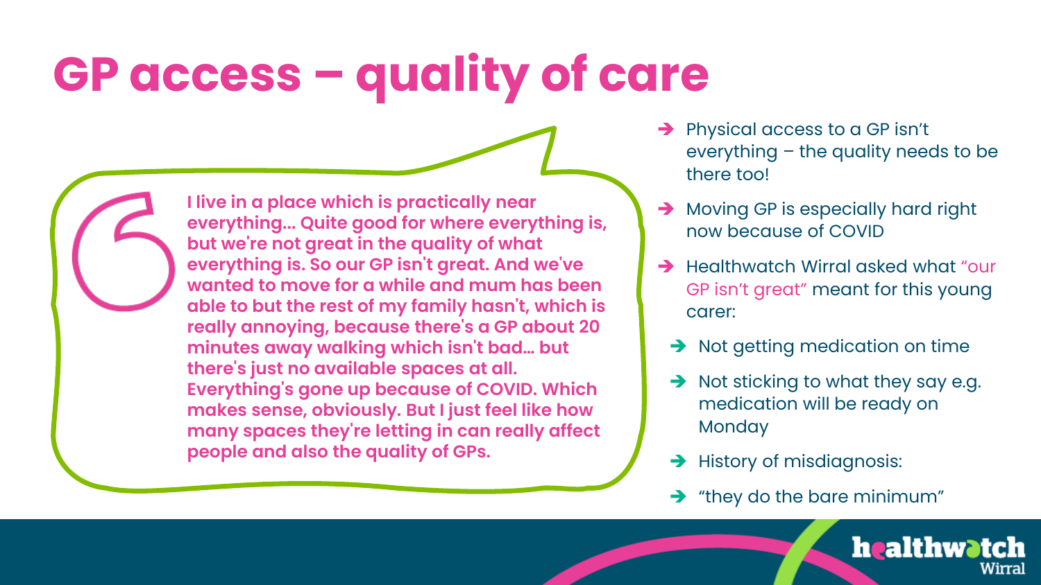# GP access – quality of care

> I live in a place which is practically near everything... Quite good for where everything is, but we're not great in the quality of what everything is. So our GP isn't great. And we've wanted to move for a while and mum has been able to but the rest of my family hasn't, which is really annoying, because there's a GP about 20 minutes away walking which isn't bad... but there's just no available spaces at all. Everything's gone up because of COVID. Which makes sense, obviously. But I just feel like how many spaces they're letting in can really affect people and also the quality of GPs.

- Physical access to a GP isn't everything – the quality needs to be there too!
- Moving GP is especially hard right now because of COVID
- Healthwatch Wirral asked what "our GP isn't great" meant for this young carer:
  - Not getting medication on time
  - Not sticking to what they say e.g. medication will be ready on Monday
  - History of misdiagnosis:
  - "they do the bare minimum"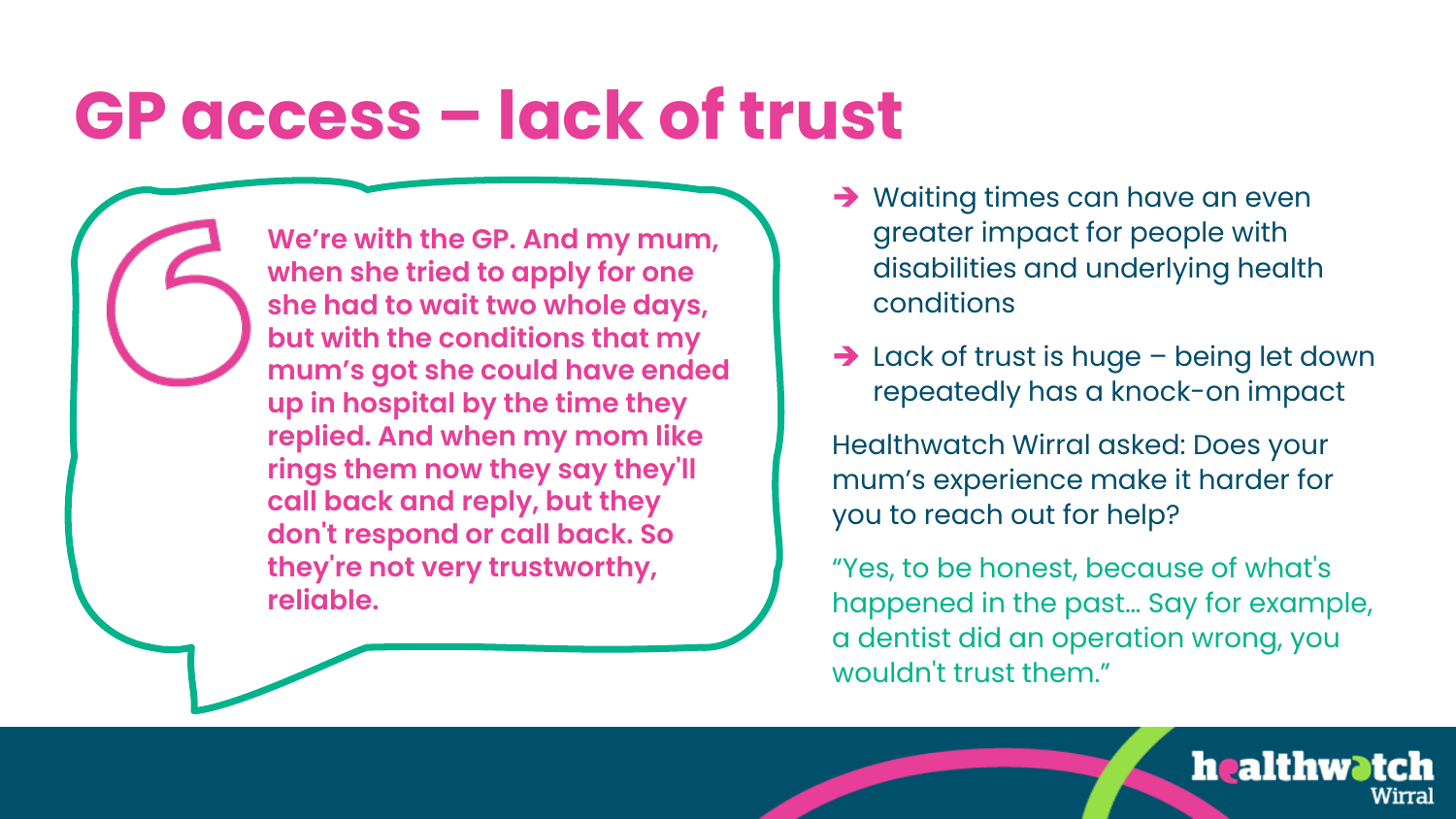# GP access – lack of trust

> **We're with the GP. And my mum, when she tried to apply for one she had to wait two whole days, but with the conditions that my mum's got she could have ended up in hospital by the time they replied. And when my mom like rings them now they say they'll call back and reply, but they don't respond or call back. So they're not very trustworthy, reliable.**

- Waiting times can have an even greater impact for people with disabilities and underlying health conditions
- Lack of trust is huge – being let down repeatedly has a knock-on impact

Healthwatch Wirral asked: Does your mum's experience make it harder for you to reach out for help?

"Yes, to be honest, because of what's happened in the past... Say for example, a dentist did an operation wrong, you wouldn't trust them."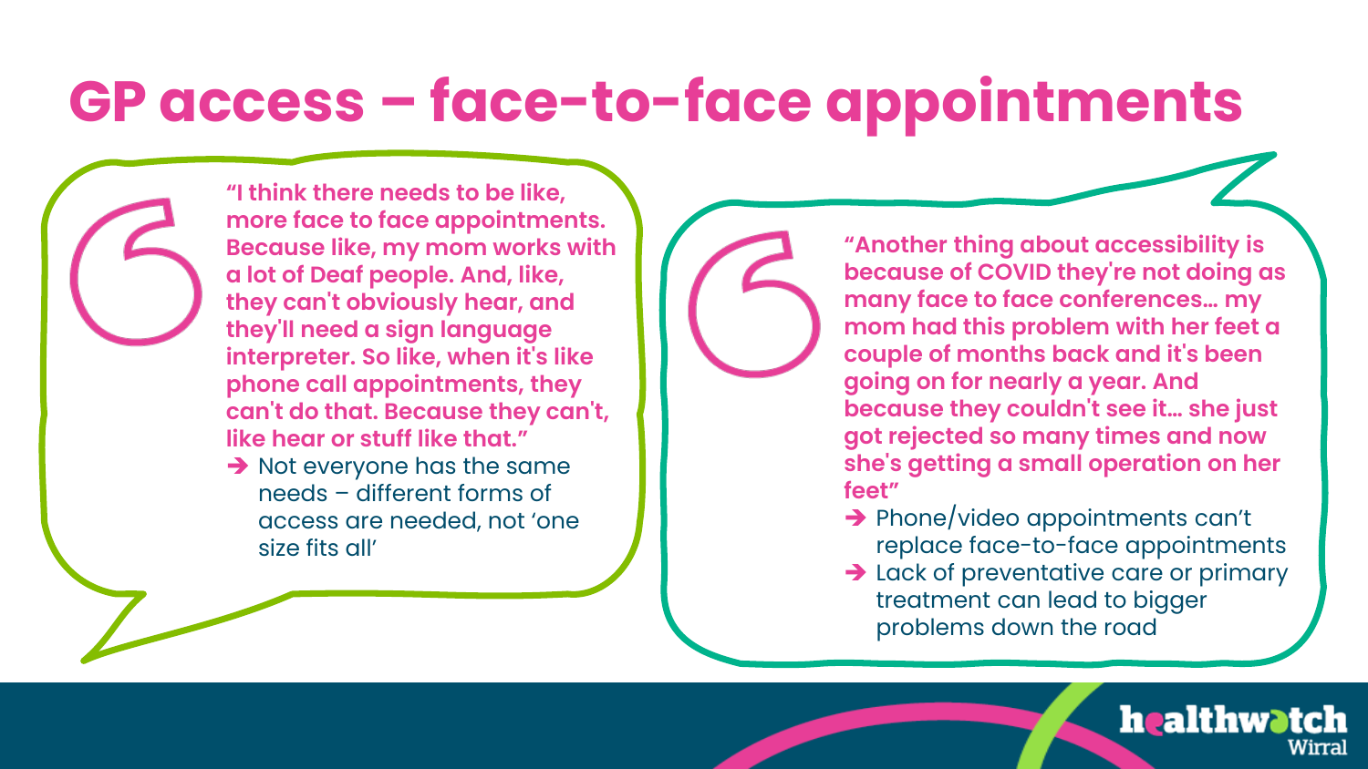# GP access – face-to-face appointments

"I think there needs to be like, more face to face appointments. Because like, my mom works with a lot of Deaf people. And, like, they can't obviously hear, and they'll need a sign language interpreter. So like, when it's like phone call appointments, they can't do that. Because they can't, like hear or stuff like that."

- ➔ Not everyone has the same needs – different forms of access are needed, not 'one size fits all'

"Another thing about accessibility is because of COVID they're not doing as many face to face conferences… my mom had this problem with her feet a couple of months back and it's been going on for nearly a year. And because they couldn't see it… she just got rejected so many times and now she's getting a small operation on her feet"

- ➔ Phone/video appointments can't replace face-to-face appointments
- ➔ Lack of preventative care or primary treatment can lead to bigger problems down the road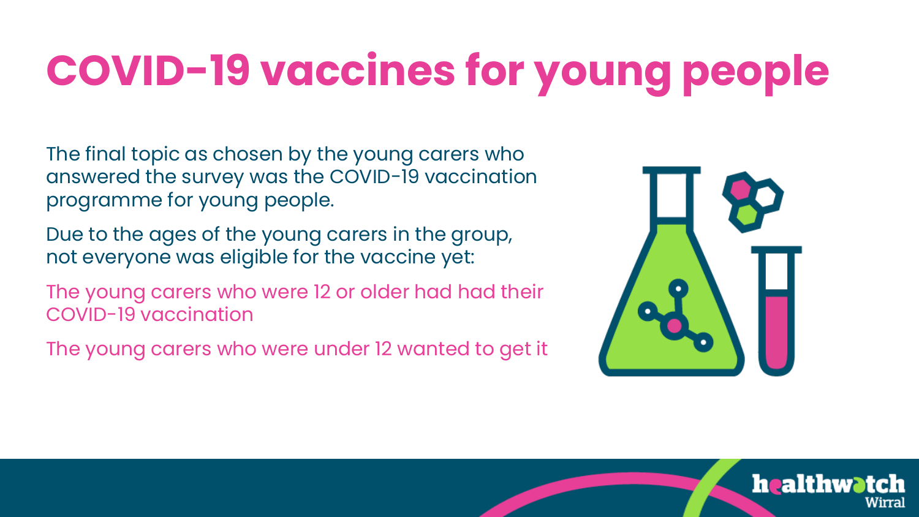# COVID-19 vaccines for young people

The final topic as chosen by the young carers who answered the survey was the COVID-19 vaccination programme for young people.

Due to the ages of the young carers in the group, not everyone was eligible for the vaccine yet:

The young carers who were 12 or older had had their COVID-19 vaccination

The young carers who were under 12 wanted to get it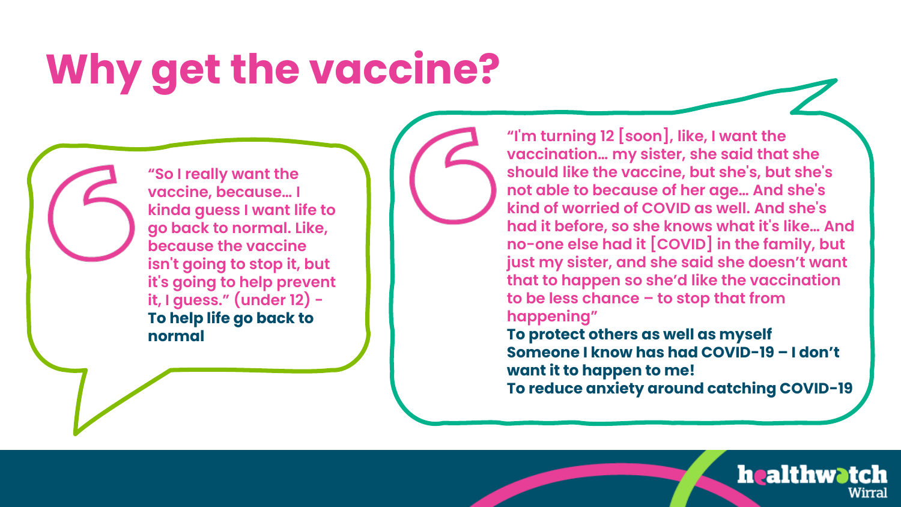# Why get the vaccine?

> "So I really want the vaccine, because… I kinda guess I want life to go back to normal. Like, because the vaccine isn't going to stop it, but it's going to help prevent it, I guess." (under 12) -

**To help life go back to normal**

> "I'm turning 12 [soon], like, I want the vaccination… my sister, she said that she should like the vaccine, but she's, but she's not able to because of her age… And she's kind of worried of COVID as well. And she's had it before, so she knows what it's like… And no-one else had it [COVID] in the family, but just my sister, and she said she doesn't want that to happen so she'd like the vaccination to be less chance – to stop that from happening"

**To protect others as well as myself**

**Someone I know has had COVID-19 – I don't want it to happen to me!**

**To reduce anxiety around catching COVID-19**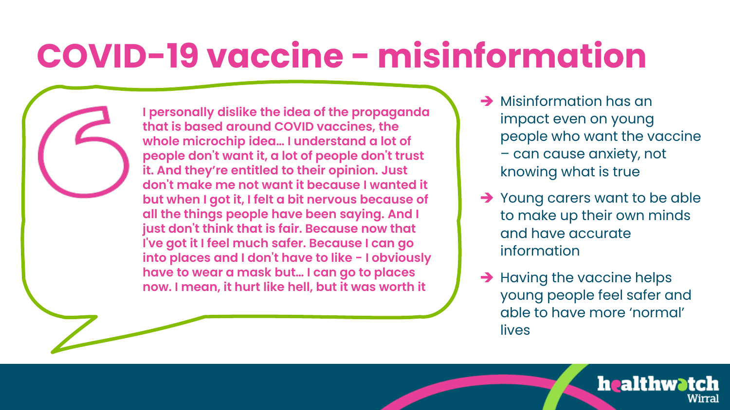# COVID-19 vaccine - misinformation

> I personally dislike the idea of the propaganda that is based around COVID vaccines, the whole microchip idea… I understand a lot of people don't want it, a lot of people don't trust it. And they're entitled to their opinion. Just don't make me not want it because I wanted it but when I got it, I felt a bit nervous because of all the things people have been saying. And I just don't think that is fair. Because now that I've got it I feel much safer. Because I can go into places and I don't have to like - I obviously have to wear a mask but… I can go to places now. I mean, it hurt like hell, but it was worth it

- Misinformation has an impact even on young people who want the vaccine – can cause anxiety, not knowing what is true
- Young carers want to be able to make up their own minds and have accurate information
- Having the vaccine helps young people feel safer and able to have more 'normal' lives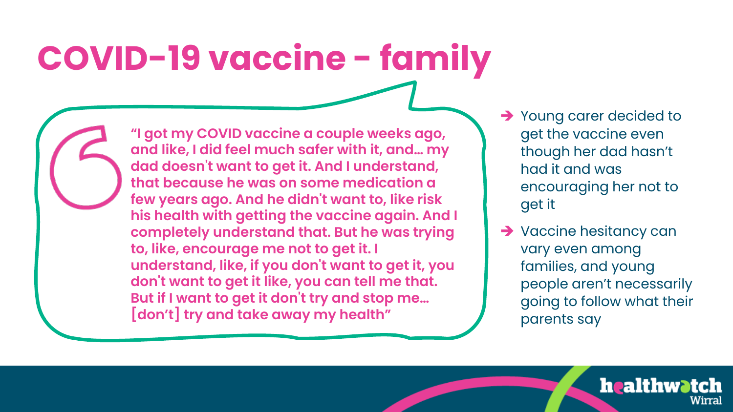# COVID-19 vaccine - family

"I got my COVID vaccine a couple weeks ago, and like, I did feel much safer with it, and… my dad doesn't want to get it. And I understand, that because he was on some medication a few years ago. And he didn't want to, like risk his health with getting the vaccine again. And I completely understand that. But he was trying to, like, encourage me not to get it. I understand, like, if you don't want to get it, you don't want to get it like, you can tell me that. But if I want to get it don't try and stop me… [don't] try and take away my health"

- Young carer decided to get the vaccine even though her dad hasn't had it and was encouraging her not to get it
- Vaccine hesitancy can vary even among families, and young people aren't necessarily going to follow what their parents say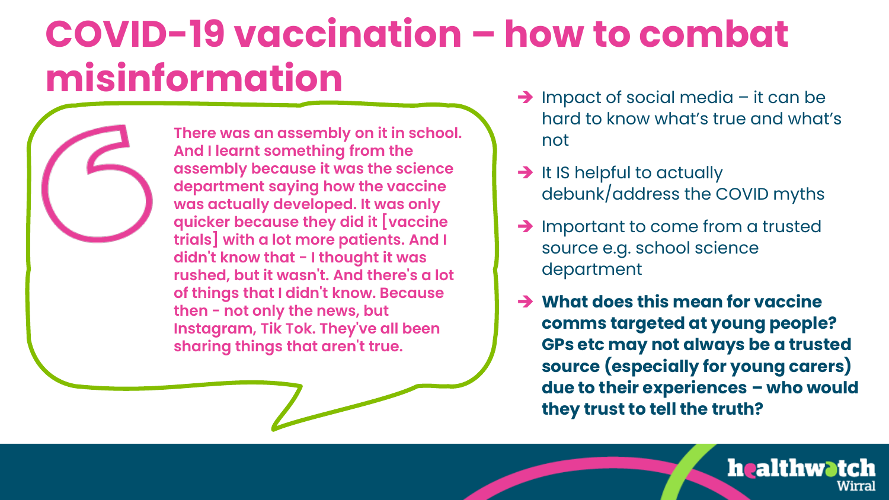# COVID-19 vaccination – how to combat misinformation

> There was an assembly on it in school. And I learnt something from the assembly because it was the science department saying how the vaccine was actually developed. It was only quicker because they did it [vaccine trials] with a lot more patients. And I didn't know that - I thought it was rushed, but it wasn't. And there's a lot of things that I didn't know. Because then - not only the news, but Instagram, Tik Tok. They've all been sharing things that aren't true.

- Impact of social media – it can be hard to know what's true and what's not
- It IS helpful to actually debunk/address the COVID myths
- Important to come from a trusted source e.g. school science department
- **What does this mean for vaccine comms targeted at young people? GPs etc may not always be a trusted source (especially for young carers) due to their experiences – who would they trust to tell the truth?**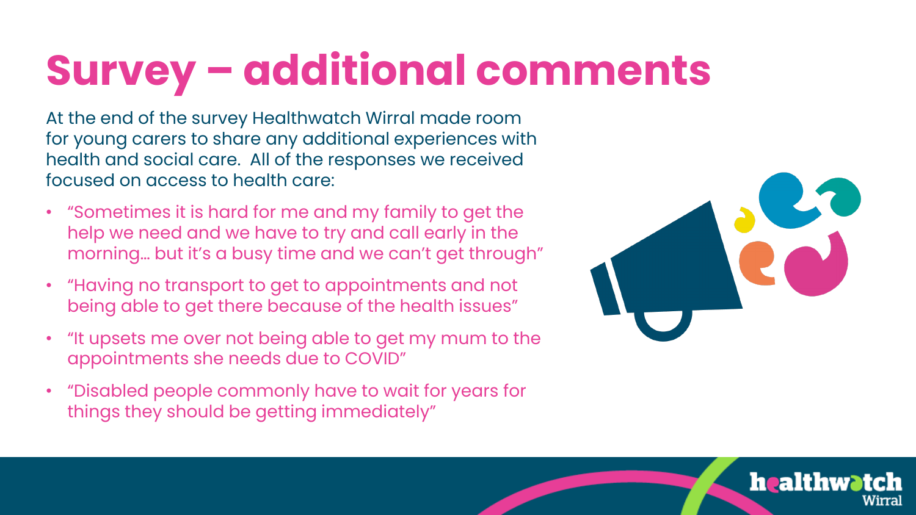# Survey – additional comments

At the end of the survey Healthwatch Wirral made room for young carers to share any additional experiences with health and social care. All of the responses we received focused on access to health care:

- "Sometimes it is hard for me and my family to get the help we need and we have to try and call early in the morning… but it's a busy time and we can't get through"
- "Having no transport to get to appointments and not being able to get there because of the health issues"
- "It upsets me over not being able to get my mum to the appointments she needs due to COVID"
- "Disabled people commonly have to wait for years for things they should be getting immediately"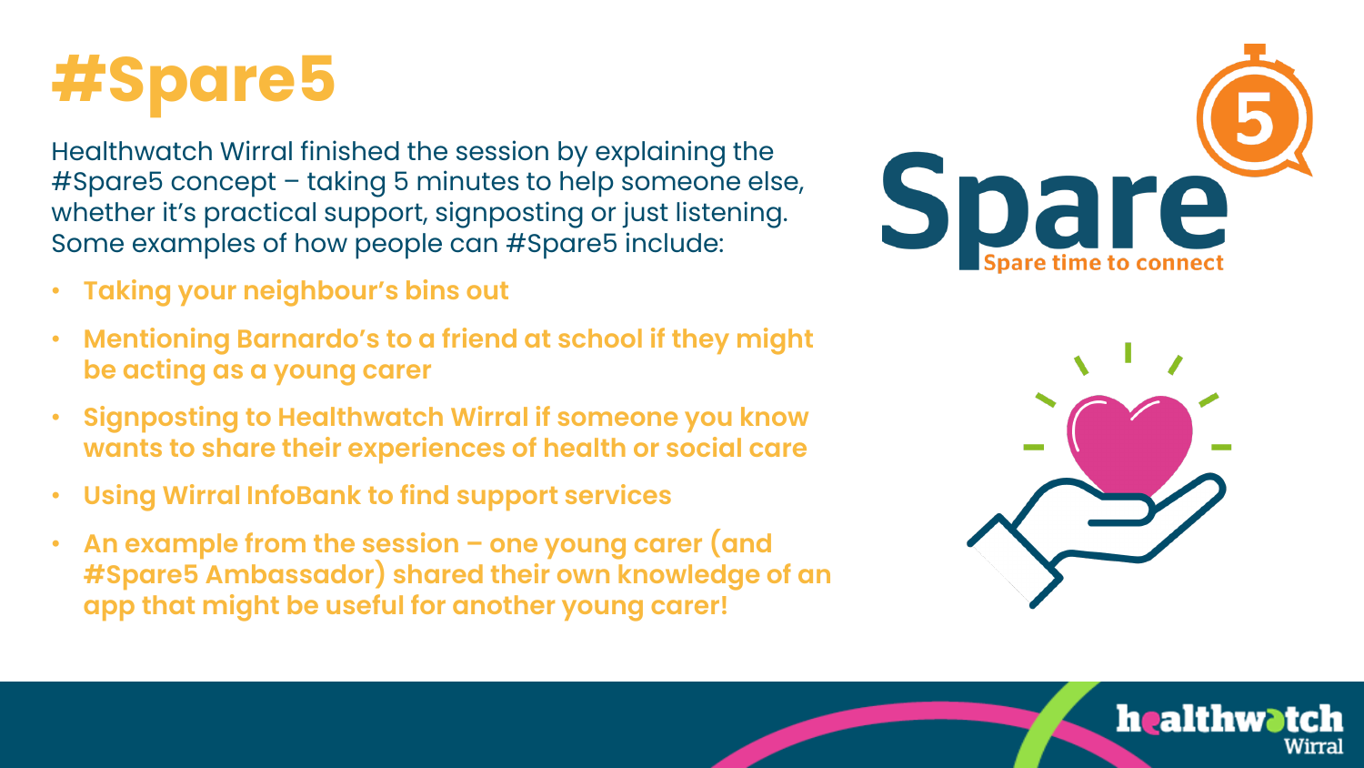# #Spare5

Healthwatch Wirral finished the session by explaining the #Spare5 concept – taking 5 minutes to help someone else, whether it's practical support, signposting or just listening. Some examples of how people can #Spare5 include:

- **Taking your neighbour's bins out**
- **Mentioning Barnardo's to a friend at school if they might be acting as a young carer**
- **Signposting to Healthwatch Wirral if someone you know wants to share their experiences of health or social care**
- **Using Wirral InfoBank to find support services**
- **An example from the session – one young carer (and #Spare5 Ambassador) shared their own knowledge of an app that might be useful for another young carer!**

Spare 5 – Spare time to connect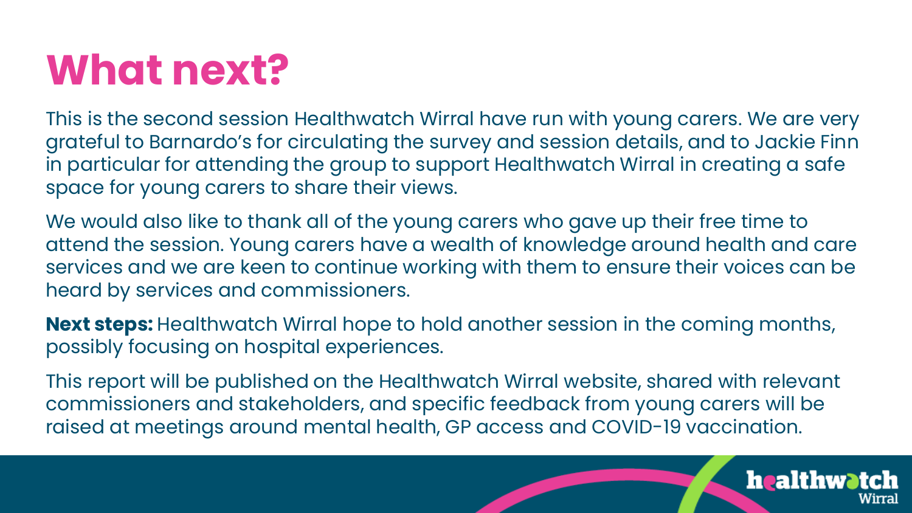# What next?

This is the second session Healthwatch Wirral have run with young carers. We are very grateful to Barnardo's for circulating the survey and session details, and to Jackie Finn in particular for attending the group to support Healthwatch Wirral in creating a safe space for young carers to share their views.

We would also like to thank all of the young carers who gave up their free time to attend the session. Young carers have a wealth of knowledge around health and care services and we are keen to continue working with them to ensure their voices can be heard by services and commissioners.

**Next steps:** Healthwatch Wirral hope to hold another session in the coming months, possibly focusing on hospital experiences.

This report will be published on the Healthwatch Wirral website, shared with relevant commissioners and stakeholders, and specific feedback from young carers will be raised at meetings around mental health, GP access and COVID-19 vaccination.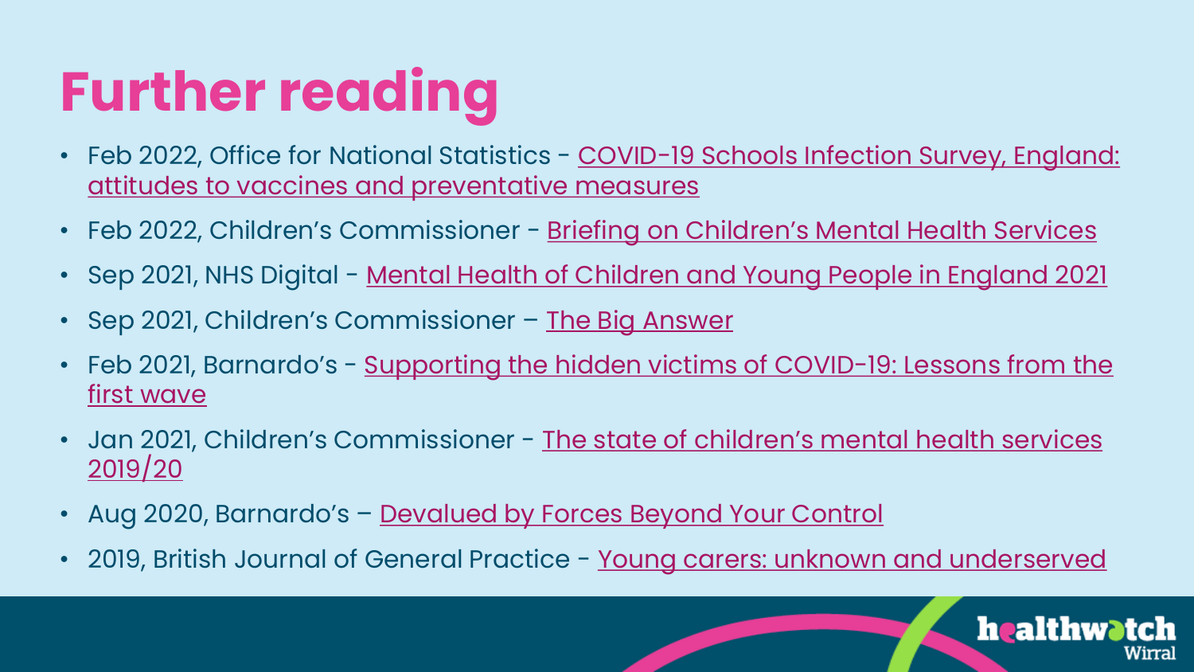# Further reading

- Feb 2022, Office for National Statistics - COVID-19 Schools Infection Survey, England: attitudes to vaccines and preventative measures
- Feb 2022, Children's Commissioner - Briefing on Children's Mental Health Services
- Sep 2021, NHS Digital - Mental Health of Children and Young People in England 2021
- Sep 2021, Children's Commissioner – The Big Answer
- Feb 2021, Barnardo's - Supporting the hidden victims of COVID-19: Lessons from the first wave
- Jan 2021, Children's Commissioner - The state of children's mental health services 2019/20
- Aug 2020, Barnardo's – Devalued by Forces Beyond Your Control
- 2019, British Journal of General Practice - Young carers: unknown and underserved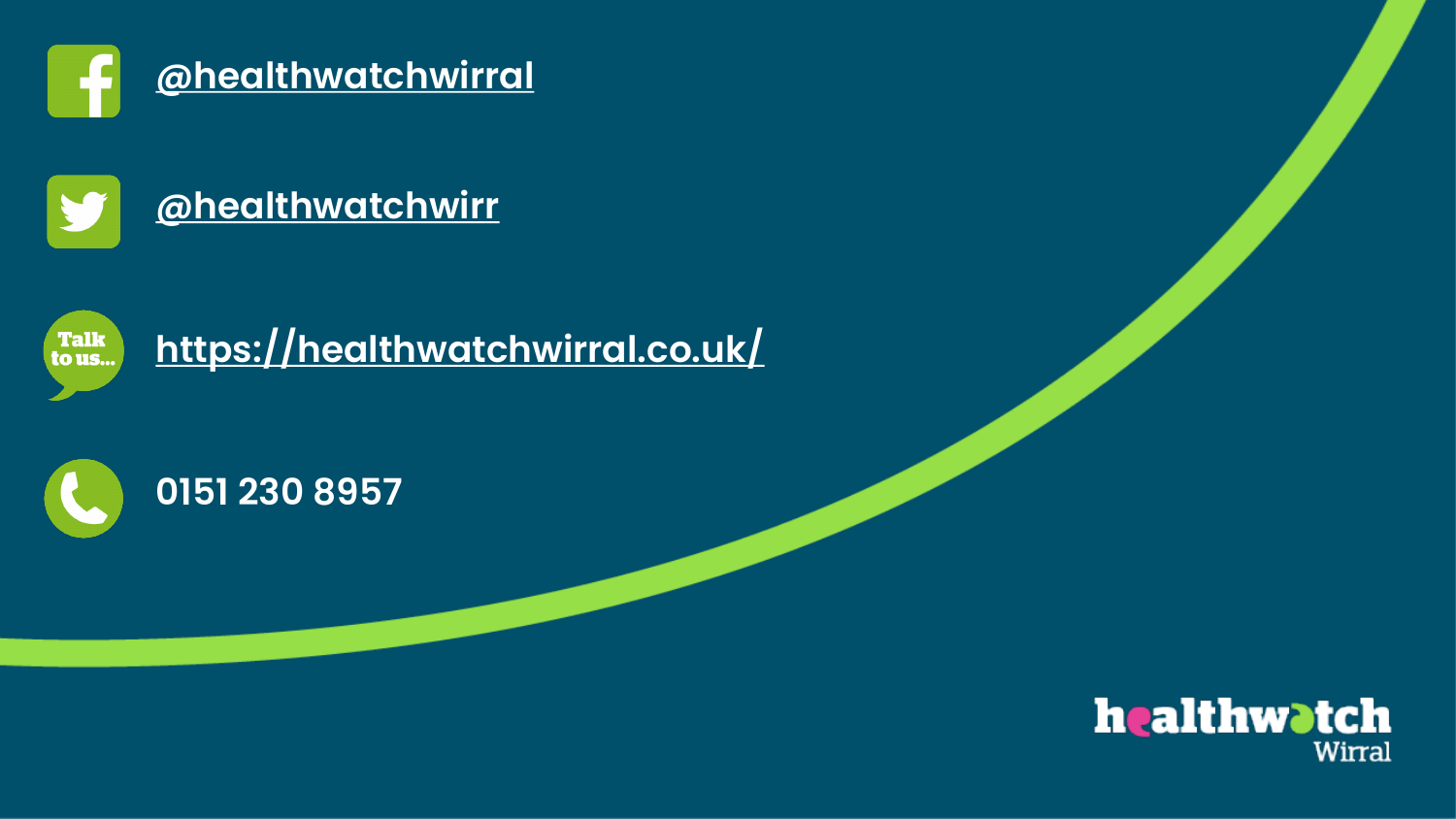@healthwatchwirral

@healthwatchwirr

https://healthwatchwirral.co.uk/

0151 230 8957

healthwatch Wirral